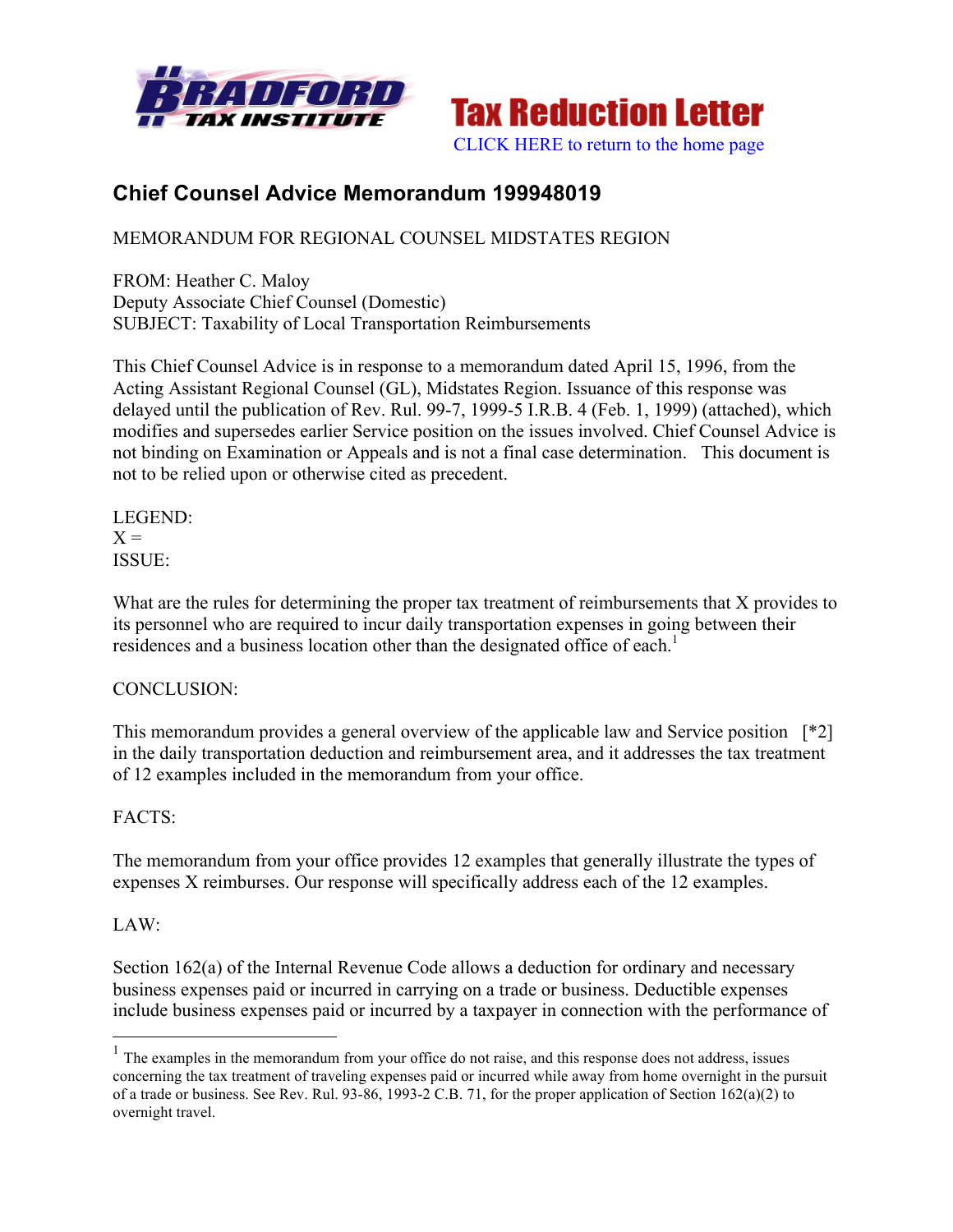Tax Reduction Letter

CLICK HERE to return to the home page

## Chief Counsel Advice Memorandum 199948019

MEMORANDUM FOR REGIONAL COUNSEL MIDSTATES REGION

FROM: Heather C. Maloy
Deputy Associate Chief Counsel (Domestic)
SUBJECT: Taxability of Local Transportation Reimbursements

This Chief Counsel Advice is in response to a memorandum dated April 15, 1996, from the Acting Assistant Regional Counsel (GL), Midstates Region. Issuance of this response was delayed until the publication of Rev. Rul. 99-7, 1999-5 I.R.B. 4 (Feb. 1, 1999) (attached), which modifies and supersedes earlier Service position on the issues involved. Chief Counsel Advice is not binding on Examination or Appeals and is not a final case determination. This document is not to be relied upon or otherwise cited as precedent.

LEGEND:
X =
ISSUE:

What are the rules for determining the proper tax treatment of reimbursements that X provides to its personnel who are required to incur daily transportation expenses in going between their residences and a business location other than the designated office of each.[1]

CONCLUSION:

This memorandum provides a general overview of the applicable law and Service position [*2] in the daily transportation deduction and reimbursement area, and it addresses the tax treatment of 12 examples included in the memorandum from your office.

FACTS:

The memorandum from your office provides 12 examples that generally illustrate the types of expenses X reimburses. Our response will specifically address each of the 12 examples.

LAW:

Section 162(a) of the Internal Revenue Code allows a deduction for ordinary and necessary business expenses paid or incurred in carrying on a trade or business. Deductible expenses include business expenses paid or incurred by a taxpayer in connection with the performance of

---

[1] The examples in the memorandum from your office do not raise, and this response does not address, issues concerning the tax treatment of traveling expenses paid or incurred while away from home overnight in the pursuit of a trade or business. See Rev. Rul. 93-86, 1993-2 C.B. 71, for the proper application of Section 162(a)(2) to overnight travel.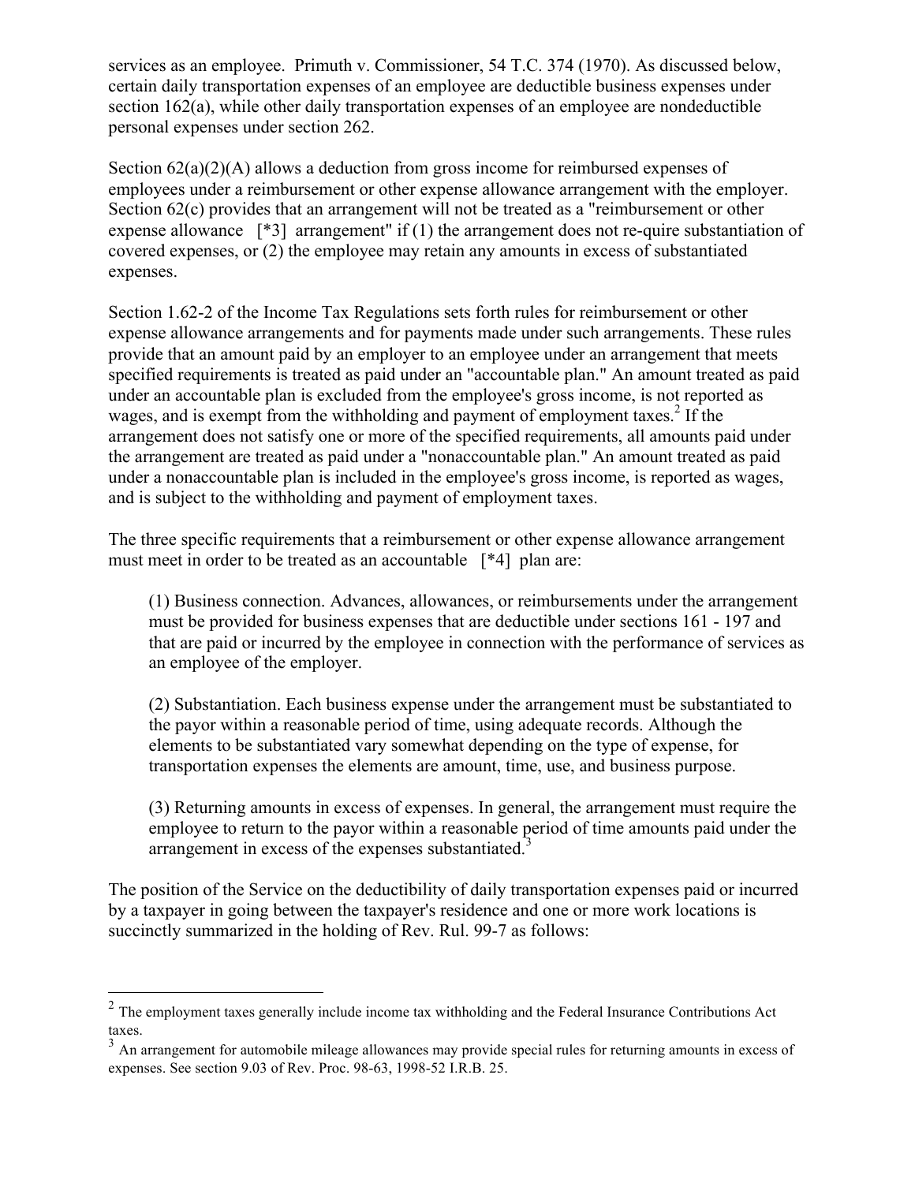services as an employee. Primuth v. Commissioner, 54 T.C. 374 (1970). As discussed below, certain daily transportation expenses of an employee are deductible business expenses under section 162(a), while other daily transportation expenses of an employee are nondeductible personal expenses under section 262.

Section 62(a)(2)(A) allows a deduction from gross income for reimbursed expenses of employees under a reimbursement or other expense allowance arrangement with the employer. Section 62(c) provides that an arrangement will not be treated as a "reimbursement or other expense allowance [*3] arrangement" if (1) the arrangement does not re-quire substantiation of covered expenses, or (2) the employee may retain any amounts in excess of substantiated expenses.

Section 1.62-2 of the Income Tax Regulations sets forth rules for reimbursement or other expense allowance arrangements and for payments made under such arrangements. These rules provide that an amount paid by an employer to an employee under an arrangement that meets specified requirements is treated as paid under an "accountable plan." An amount treated as paid under an accountable plan is excluded from the employee's gross income, is not reported as wages, and is exempt from the withholding and payment of employment taxes.[2] If the arrangement does not satisfy one or more of the specified requirements, all amounts paid under the arrangement are treated as paid under a "nonaccountable plan." An amount treated as paid under a nonaccountable plan is included in the employee's gross income, is reported as wages, and is subject to the withholding and payment of employment taxes.

The three specific requirements that a reimbursement or other expense allowance arrangement must meet in order to be treated as an accountable [*4] plan are:

> (1) Business connection. Advances, allowances, or reimbursements under the arrangement must be provided for business expenses that are deductible under sections 161 - 197 and that are paid or incurred by the employee in connection with the performance of services as an employee of the employer.
>
> (2) Substantiation. Each business expense under the arrangement must be substantiated to the payor within a reasonable period of time, using adequate records. Although the elements to be substantiated vary somewhat depending on the type of expense, for transportation expenses the elements are amount, time, use, and business purpose.
>
> (3) Returning amounts in excess of expenses. In general, the arrangement must require the employee to return to the payor within a reasonable period of time amounts paid under the arrangement in excess of the expenses substantiated.[3]

The position of the Service on the deductibility of daily transportation expenses paid or incurred by a taxpayer in going between the taxpayer's residence and one or more work locations is succinctly summarized in the holding of Rev. Rul. 99-7 as follows:

---

[2] The employment taxes generally include income tax withholding and the Federal Insurance Contributions Act taxes.

[3] An arrangement for automobile mileage allowances may provide special rules for returning amounts in excess of expenses. See section 9.03 of Rev. Proc. 98-63, 1998-52 I.R.B. 25.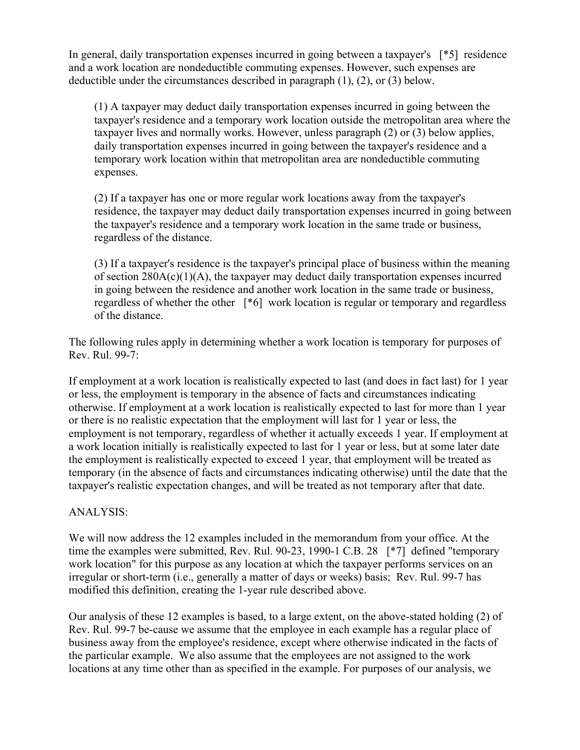In general, daily transportation expenses incurred in going between a taxpayer's [*5] residence and a work location are nondeductible commuting expenses. However, such expenses are deductible under the circumstances described in paragraph (1), (2), or (3) below.

> (1) A taxpayer may deduct daily transportation expenses incurred in going between the taxpayer's residence and a temporary work location outside the metropolitan area where the taxpayer lives and normally works. However, unless paragraph (2) or (3) below applies, daily transportation expenses incurred in going between the taxpayer's residence and a temporary work location within that metropolitan area are nondeductible commuting expenses.
>
> (2) If a taxpayer has one or more regular work locations away from the taxpayer's residence, the taxpayer may deduct daily transportation expenses incurred in going between the taxpayer's residence and a temporary work location in the same trade or business, regardless of the distance.
>
> (3) If a taxpayer's residence is the taxpayer's principal place of business within the meaning of section 280A(c)(1)(A), the taxpayer may deduct daily transportation expenses incurred in going between the residence and another work location in the same trade or business, regardless of whether the other [*6] work location is regular or temporary and regardless of the distance.

The following rules apply in determining whether a work location is temporary for purposes of Rev. Rul. 99-7:

If employment at a work location is realistically expected to last (and does in fact last) for 1 year or less, the employment is temporary in the absence of facts and circumstances indicating otherwise. If employment at a work location is realistically expected to last for more than 1 year or there is no realistic expectation that the employment will last for 1 year or less, the employment is not temporary, regardless of whether it actually exceeds 1 year. If employment at a work location initially is realistically expected to last for 1 year or less, but at some later date the employment is realistically expected to exceed 1 year, that employment will be treated as temporary (in the absence of facts and circumstances indicating otherwise) until the date that the taxpayer's realistic expectation changes, and will be treated as not temporary after that date.

ANALYSIS:

We will now address the 12 examples included in the memorandum from your office. At the time the examples were submitted, Rev. Rul. 90-23, 1990-1 C.B. 28 [*7] defined "temporary work location" for this purpose as any location at which the taxpayer performs services on an irregular or short-term (i.e., generally a matter of days or weeks) basis; Rev. Rul. 99-7 has modified this definition, creating the 1-year rule described above.

Our analysis of these 12 examples is based, to a large extent, on the above-stated holding (2) of Rev. Rul. 99-7 be-cause we assume that the employee in each example has a regular place of business away from the employee's residence, except where otherwise indicated in the facts of the particular example. We also assume that the employees are not assigned to the work locations at any time other than as specified in the example. For purposes of our analysis, we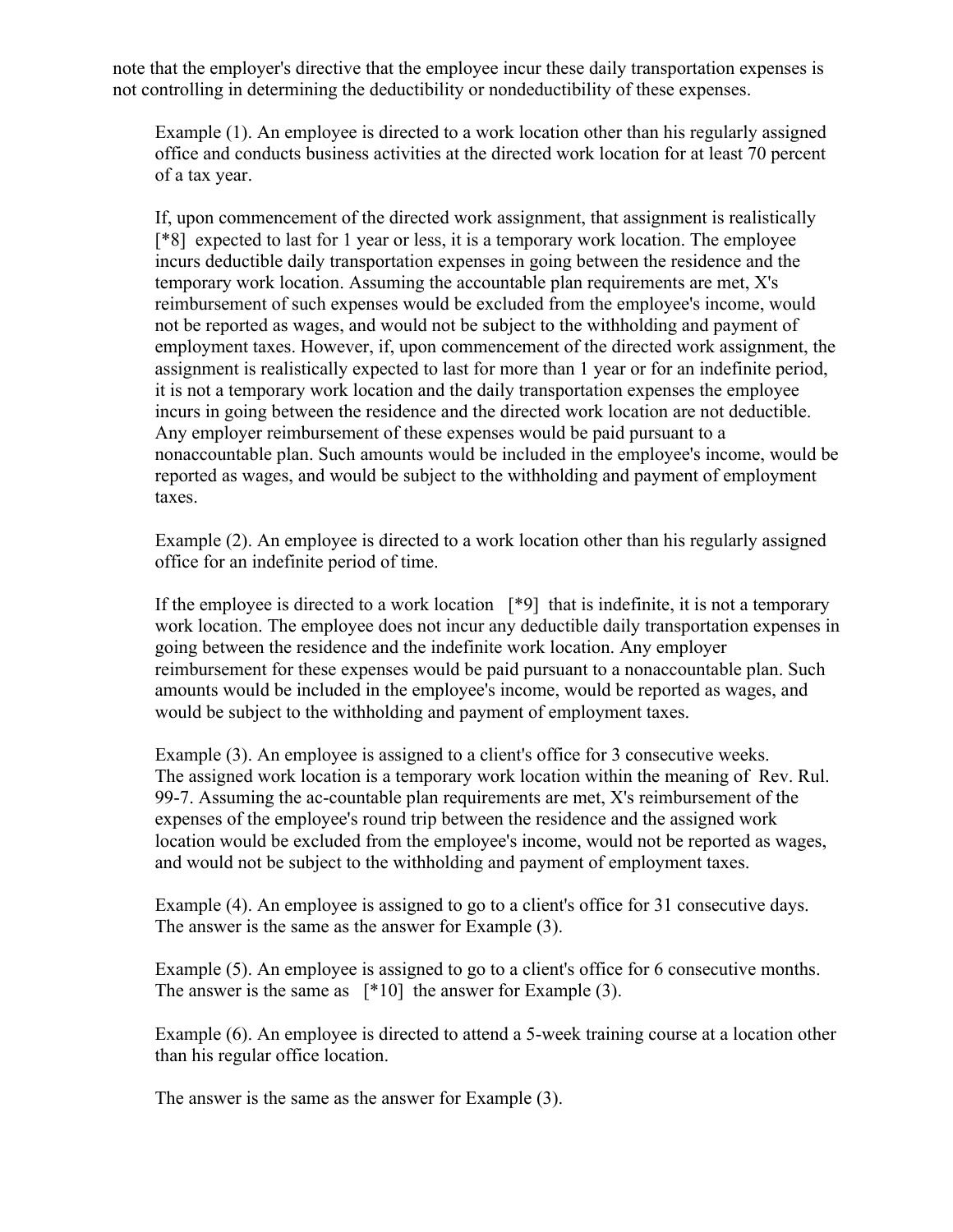note that the employer's directive that the employee incur these daily transportation expenses is not controlling in determining the deductibility or nondeductibility of these expenses.

Example (1). An employee is directed to a work location other than his regularly assigned office and conducts business activities at the directed work location for at least 70 percent of a tax year.

If, upon commencement of the directed work assignment, that assignment is realistically [*8] expected to last for 1 year or less, it is a temporary work location. The employee incurs deductible daily transportation expenses in going between the residence and the temporary work location. Assuming the accountable plan requirements are met, X's reimbursement of such expenses would be excluded from the employee's income, would not be reported as wages, and would not be subject to the withholding and payment of employment taxes. However, if, upon commencement of the directed work assignment, the assignment is realistically expected to last for more than 1 year or for an indefinite period, it is not a temporary work location and the daily transportation expenses the employee incurs in going between the residence and the directed work location are not deductible. Any employer reimbursement of these expenses would be paid pursuant to a nonaccountable plan. Such amounts would be included in the employee's income, would be reported as wages, and would be subject to the withholding and payment of employment taxes.

Example (2). An employee is directed to a work location other than his regularly assigned office for an indefinite period of time.

If the employee is directed to a work location [*9] that is indefinite, it is not a temporary work location. The employee does not incur any deductible daily transportation expenses in going between the residence and the indefinite work location. Any employer reimbursement for these expenses would be paid pursuant to a nonaccountable plan. Such amounts would be included in the employee's income, would be reported as wages, and would be subject to the withholding and payment of employment taxes.

Example (3). An employee is assigned to a client's office for 3 consecutive weeks. The assigned work location is a temporary work location within the meaning of Rev. Rul. 99-7. Assuming the ac-countable plan requirements are met, X's reimbursement of the expenses of the employee's round trip between the residence and the assigned work location would be excluded from the employee's income, would not be reported as wages, and would not be subject to the withholding and payment of employment taxes.

Example (4). An employee is assigned to go to a client's office for 31 consecutive days. The answer is the same as the answer for Example (3).

Example (5). An employee is assigned to go to a client's office for 6 consecutive months. The answer is the same as [*10] the answer for Example (3).

Example (6). An employee is directed to attend a 5-week training course at a location other than his regular office location.

The answer is the same as the answer for Example (3).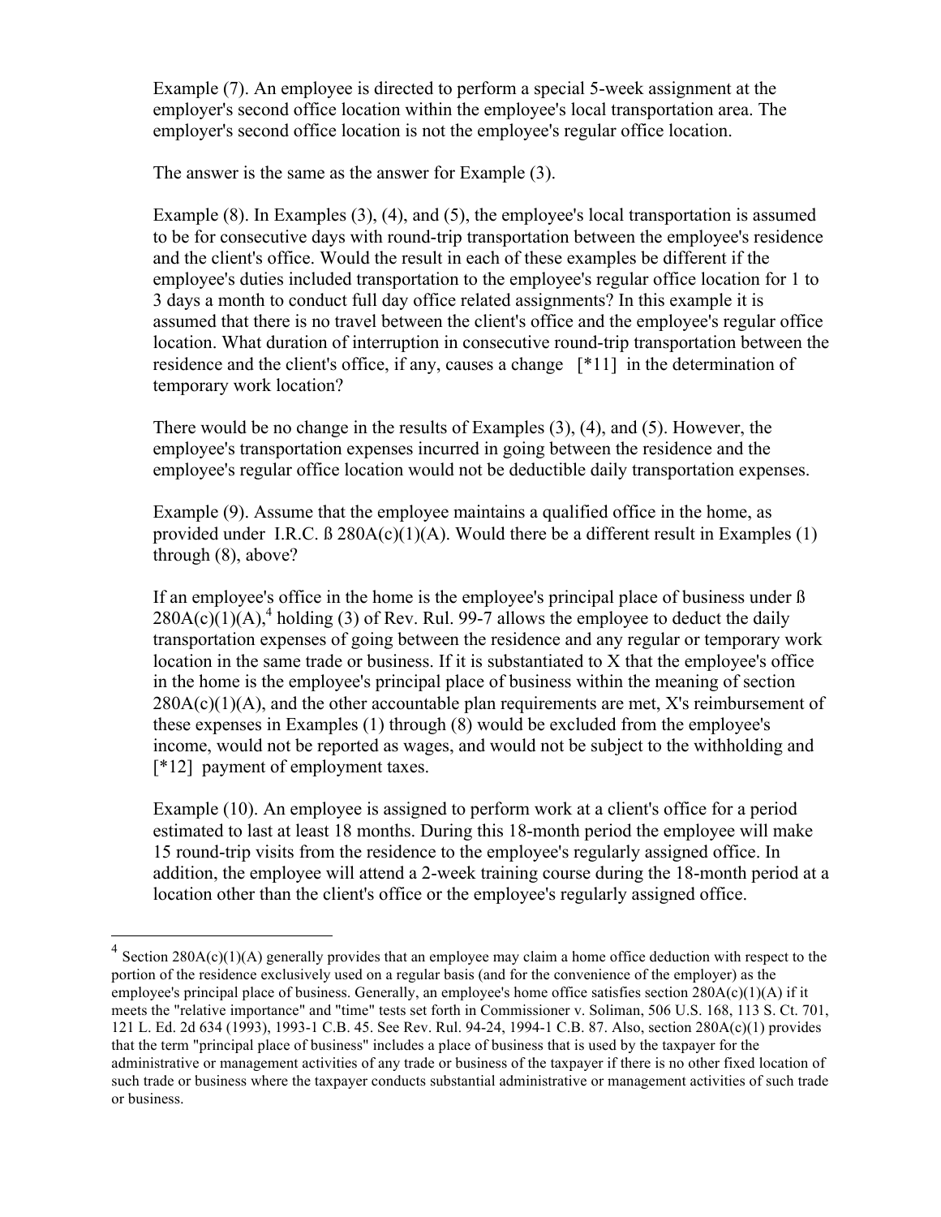Example (7). An employee is directed to perform a special 5-week assignment at the employer's second office location within the employee's local transportation area. The employer's second office location is not the employee's regular office location.

The answer is the same as the answer for Example (3).

Example (8). In Examples (3), (4), and (5), the employee's local transportation is assumed to be for consecutive days with round-trip transportation between the employee's residence and the client's office. Would the result in each of these examples be different if the employee's duties included transportation to the employee's regular office location for 1 to 3 days a month to conduct full day office related assignments? In this example it is assumed that there is no travel between the client's office and the employee's regular office location. What duration of interruption in consecutive round-trip transportation between the residence and the client's office, if any, causes a change [*11] in the determination of temporary work location?

There would be no change in the results of Examples (3), (4), and (5). However, the employee's transportation expenses incurred in going between the residence and the employee's regular office location would not be deductible daily transportation expenses.

Example (9). Assume that the employee maintains a qualified office in the home, as provided under I.R.C. ß 280A(c)(1)(A). Would there be a different result in Examples (1) through (8), above?

If an employee's office in the home is the employee's principal place of business under ß 280A(c)(1)(A),[4] holding (3) of Rev. Rul. 99-7 allows the employee to deduct the daily transportation expenses of going between the residence and any regular or temporary work location in the same trade or business. If it is substantiated to X that the employee's office in the home is the employee's principal place of business within the meaning of section 280A(c)(1)(A), and the other accountable plan requirements are met, X's reimbursement of these expenses in Examples (1) through (8) would be excluded from the employee's income, would not be reported as wages, and would not be subject to the withholding and [*12] payment of employment taxes.

Example (10). An employee is assigned to perform work at a client's office for a period estimated to last at least 18 months. During this 18-month period the employee will make 15 round-trip visits from the residence to the employee's regularly assigned office. In addition, the employee will attend a 2-week training course during the 18-month period at a location other than the client's office or the employee's regularly assigned office.

---

[4] Section 280A(c)(1)(A) generally provides that an employee may claim a home office deduction with respect to the portion of the residence exclusively used on a regular basis (and for the convenience of the employer) as the employee's principal place of business. Generally, an employee's home office satisfies section 280A(c)(1)(A) if it meets the "relative importance" and "time" tests set forth in Commissioner v. Soliman, 506 U.S. 168, 113 S. Ct. 701, 121 L. Ed. 2d 634 (1993), 1993-1 C.B. 45. See Rev. Rul. 94-24, 1994-1 C.B. 87. Also, section 280A(c)(1) provides that the term "principal place of business" includes a place of business that is used by the taxpayer for the administrative or management activities of any trade or business of the taxpayer if there is no other fixed location of such trade or business where the taxpayer conducts substantial administrative or management activities of such trade or business.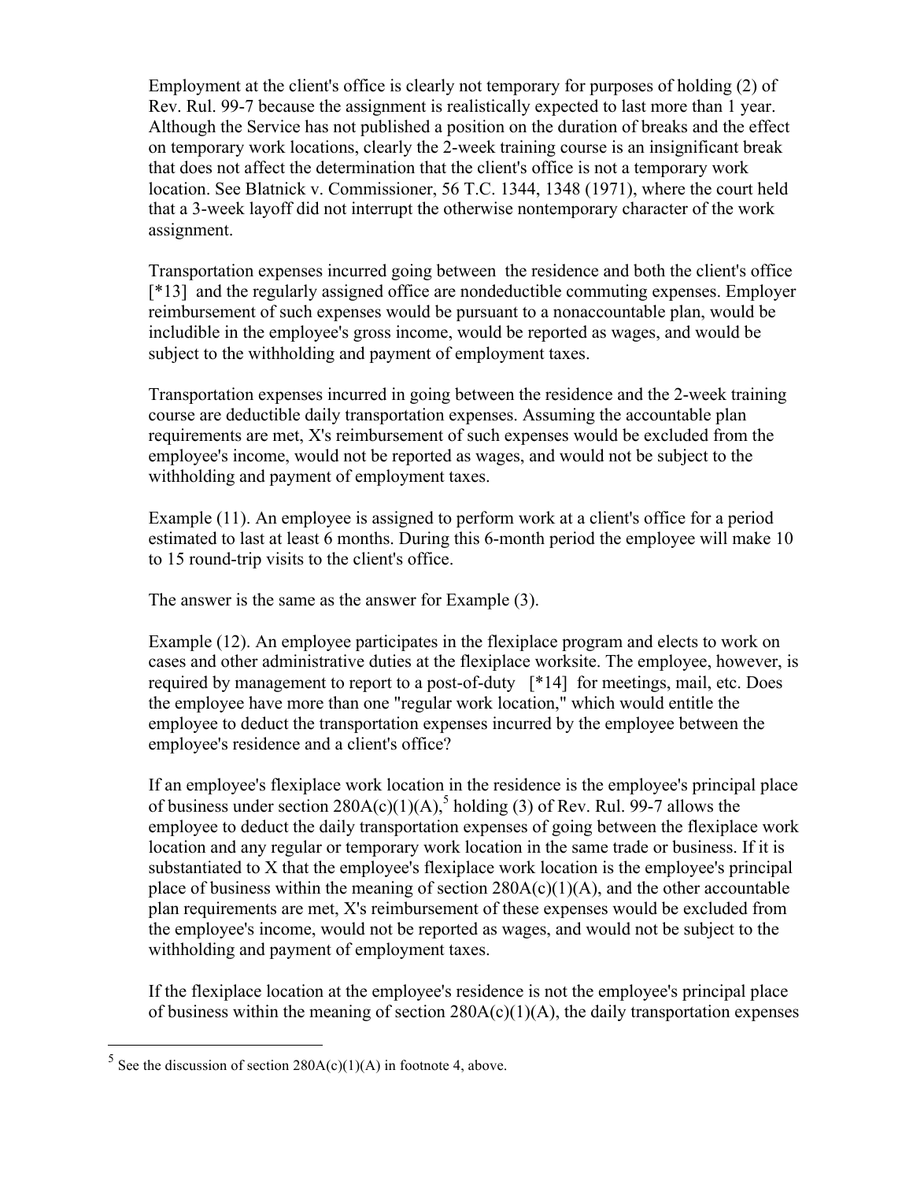Employment at the client's office is clearly not temporary for purposes of holding (2) of Rev. Rul. 99-7 because the assignment is realistically expected to last more than 1 year. Although the Service has not published a position on the duration of breaks and the effect on temporary work locations, clearly the 2-week training course is an insignificant break that does not affect the determination that the client's office is not a temporary work location. See Blatnick v. Commissioner, 56 T.C. 1344, 1348 (1971), where the court held that a 3-week layoff did not interrupt the otherwise nontemporary character of the work assignment.

Transportation expenses incurred going between the residence and both the client's office [*13] and the regularly assigned office are nondeductible commuting expenses. Employer reimbursement of such expenses would be pursuant to a nonaccountable plan, would be includible in the employee's gross income, would be reported as wages, and would be subject to the withholding and payment of employment taxes.

Transportation expenses incurred in going between the residence and the 2-week training course are deductible daily transportation expenses. Assuming the accountable plan requirements are met, X's reimbursement of such expenses would be excluded from the employee's income, would not be reported as wages, and would not be subject to the withholding and payment of employment taxes.

Example (11). An employee is assigned to perform work at a client's office for a period estimated to last at least 6 months. During this 6-month period the employee will make 10 to 15 round-trip visits to the client's office.

The answer is the same as the answer for Example (3).

Example (12). An employee participates in the flexiplace program and elects to work on cases and other administrative duties at the flexiplace worksite. The employee, however, is required by management to report to a post-of-duty [*14] for meetings, mail, etc. Does the employee have more than one "regular work location," which would entitle the employee to deduct the transportation expenses incurred by the employee between the employee's residence and a client's office?

If an employee's flexiplace work location in the residence is the employee's principal place of business under section 280A(c)(1)(A),[5] holding (3) of Rev. Rul. 99-7 allows the employee to deduct the daily transportation expenses of going between the flexiplace work location and any regular or temporary work location in the same trade or business. If it is substantiated to X that the employee's flexiplace work location is the employee's principal place of business within the meaning of section 280A(c)(1)(A), and the other accountable plan requirements are met, X's reimbursement of these expenses would be excluded from the employee's income, would not be reported as wages, and would not be subject to the withholding and payment of employment taxes.

If the flexiplace location at the employee's residence is not the employee's principal place of business within the meaning of section 280A(c)(1)(A), the daily transportation expenses

[5] See the discussion of section 280A(c)(1)(A) in footnote 4, above.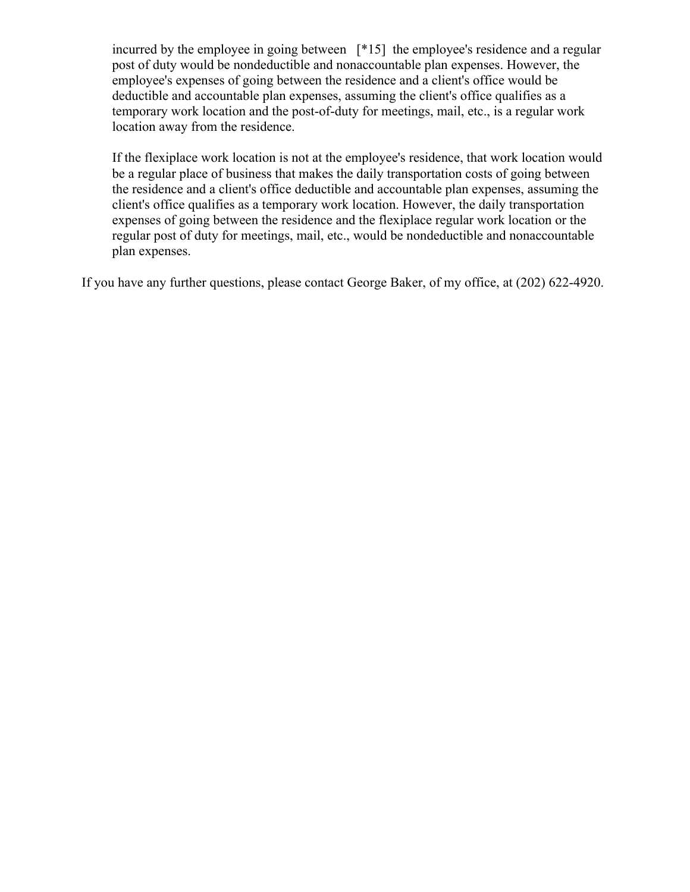incurred by the employee in going between [*15] the employee's residence and a regular post of duty would be nondeductible and nonaccountable plan expenses. However, the employee's expenses of going between the residence and a client's office would be deductible and accountable plan expenses, assuming the client's office qualifies as a temporary work location and the post-of-duty for meetings, mail, etc., is a regular work location away from the residence.

If the flexiplace work location is not at the employee's residence, that work location would be a regular place of business that makes the daily transportation costs of going between the residence and a client's office deductible and accountable plan expenses, assuming the client's office qualifies as a temporary work location. However, the daily transportation expenses of going between the residence and the flexiplace regular work location or the regular post of duty for meetings, mail, etc., would be nondeductible and nonaccountable plan expenses.

If you have any further questions, please contact George Baker, of my office, at (202) 622-4920.